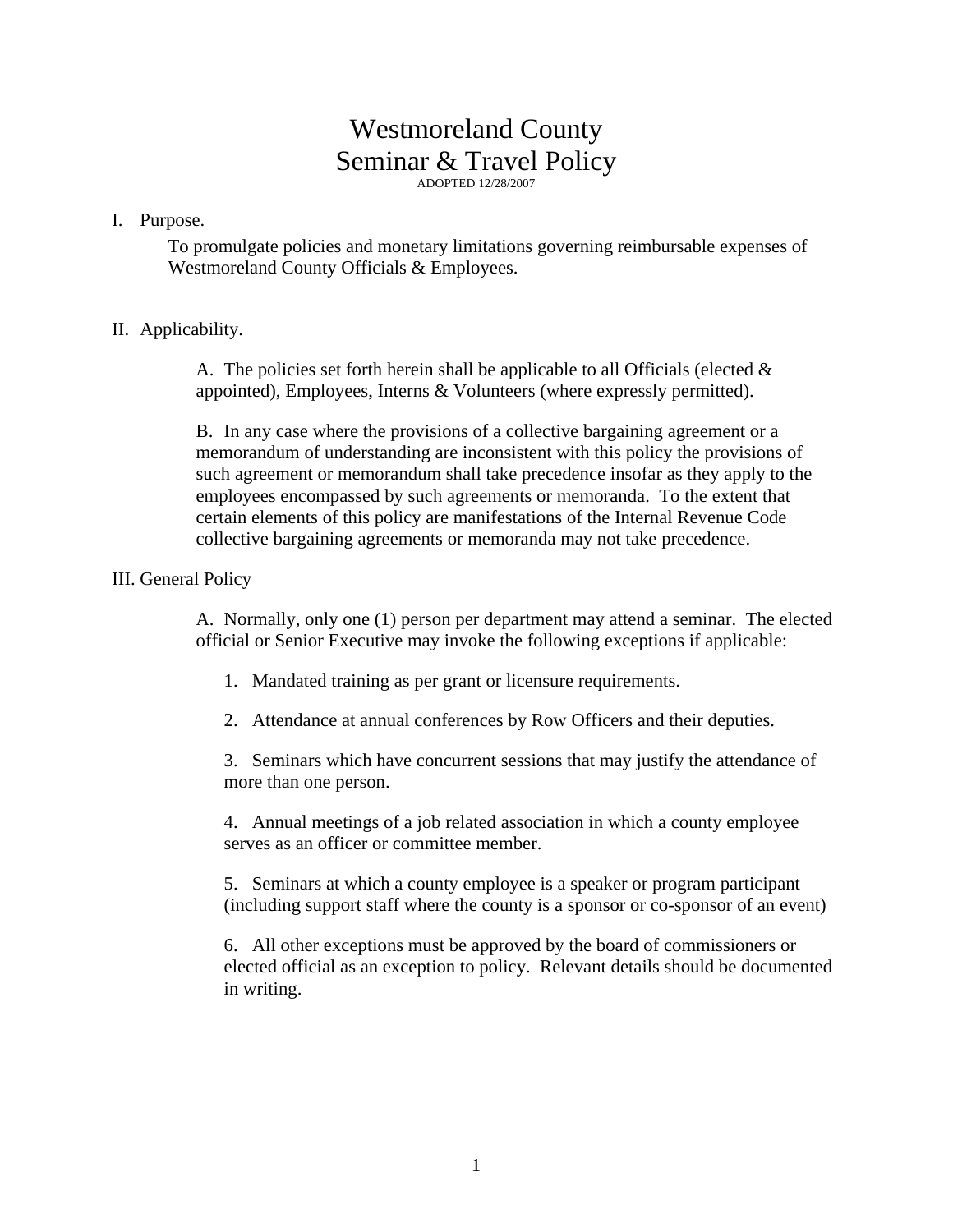# Westmoreland County
# Seminar & Travel Policy

ADOPTED 12/28/2007

## I. Purpose.

To promulgate policies and monetary limitations governing reimbursable expenses of Westmoreland County Officials & Employees.

## II. Applicability.

A. The policies set forth herein shall be applicable to all Officials (elected & appointed), Employees, Interns & Volunteers (where expressly permitted).

B. In any case where the provisions of a collective bargaining agreement or a memorandum of understanding are inconsistent with this policy the provisions of such agreement or memorandum shall take precedence insofar as they apply to the employees encompassed by such agreements or memoranda. To the extent that certain elements of this policy are manifestations of the Internal Revenue Code collective bargaining agreements or memoranda may not take precedence.

## III. General Policy

A. Normally, only one (1) person per department may attend a seminar. The elected official or Senior Executive may invoke the following exceptions if applicable:

1. Mandated training as per grant or licensure requirements.

2. Attendance at annual conferences by Row Officers and their deputies.

3. Seminars which have concurrent sessions that may justify the attendance of more than one person.

4. Annual meetings of a job related association in which a county employee serves as an officer or committee member.

5. Seminars at which a county employee is a speaker or program participant (including support staff where the county is a sponsor or co-sponsor of an event)

6. All other exceptions must be approved by the board of commissioners or elected official as an exception to policy. Relevant details should be documented in writing.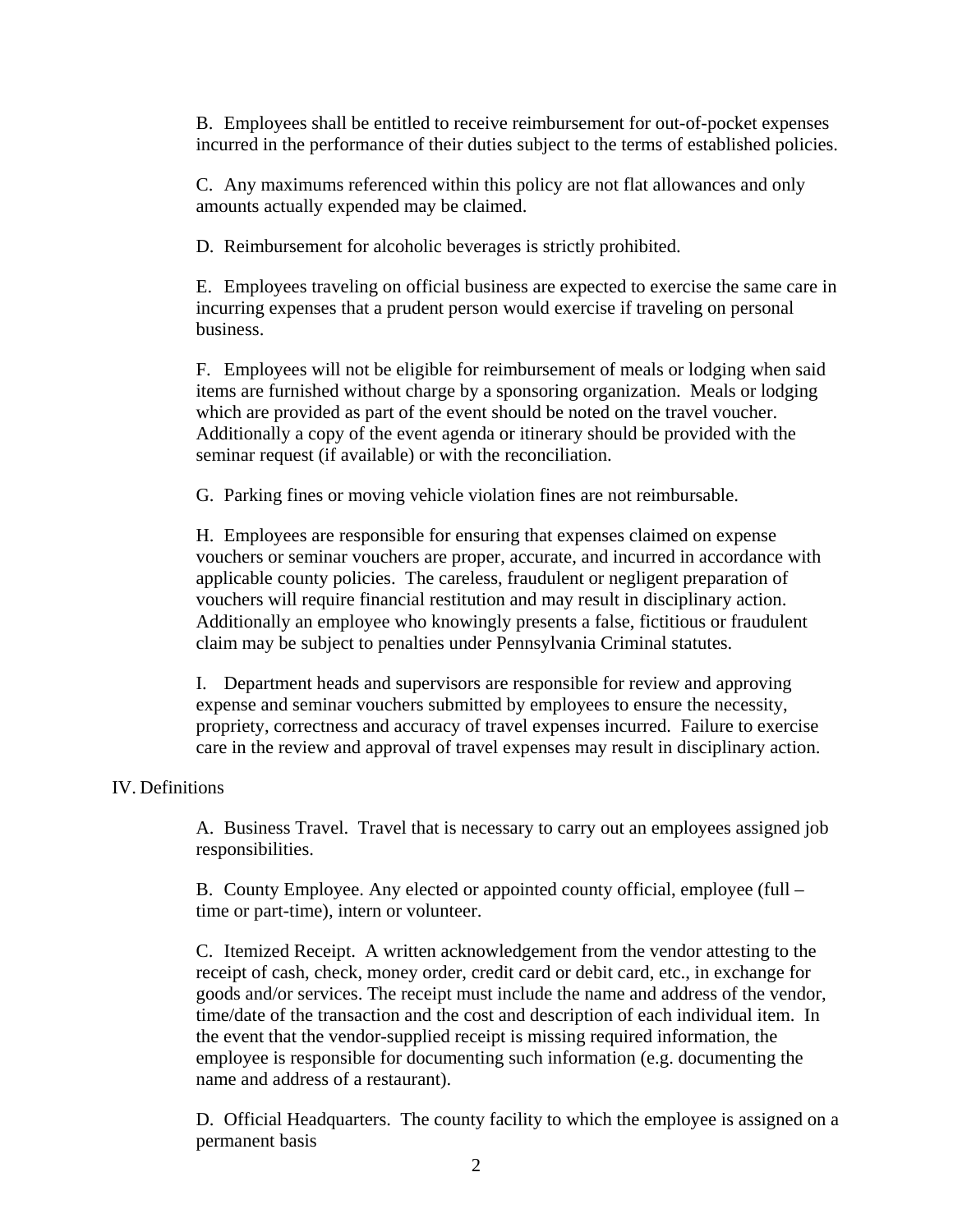B. Employees shall be entitled to receive reimbursement for out-of-pocket expenses incurred in the performance of their duties subject to the terms of established policies.

C. Any maximums referenced within this policy are not flat allowances and only amounts actually expended may be claimed.

D. Reimbursement for alcoholic beverages is strictly prohibited.

E. Employees traveling on official business are expected to exercise the same care in incurring expenses that a prudent person would exercise if traveling on personal business.

F. Employees will not be eligible for reimbursement of meals or lodging when said items are furnished without charge by a sponsoring organization. Meals or lodging which are provided as part of the event should be noted on the travel voucher. Additionally a copy of the event agenda or itinerary should be provided with the seminar request (if available) or with the reconciliation.

G. Parking fines or moving vehicle violation fines are not reimbursable.

H. Employees are responsible for ensuring that expenses claimed on expense vouchers or seminar vouchers are proper, accurate, and incurred in accordance with applicable county policies. The careless, fraudulent or negligent preparation of vouchers will require financial restitution and may result in disciplinary action. Additionally an employee who knowingly presents a false, fictitious or fraudulent claim may be subject to penalties under Pennsylvania Criminal statutes.

I. Department heads and supervisors are responsible for review and approving expense and seminar vouchers submitted by employees to ensure the necessity, propriety, correctness and accuracy of travel expenses incurred. Failure to exercise care in the review and approval of travel expenses may result in disciplinary action.

## IV. Definitions

A. Business Travel. Travel that is necessary to carry out an employees assigned job responsibilities.

B. County Employee. Any elected or appointed county official, employee (full – time or part-time), intern or volunteer.

C. Itemized Receipt. A written acknowledgement from the vendor attesting to the receipt of cash, check, money order, credit card or debit card, etc., in exchange for goods and/or services. The receipt must include the name and address of the vendor, time/date of the transaction and the cost and description of each individual item. In the event that the vendor-supplied receipt is missing required information, the employee is responsible for documenting such information (e.g. documenting the name and address of a restaurant).

D. Official Headquarters. The county facility to which the employee is assigned on a permanent basis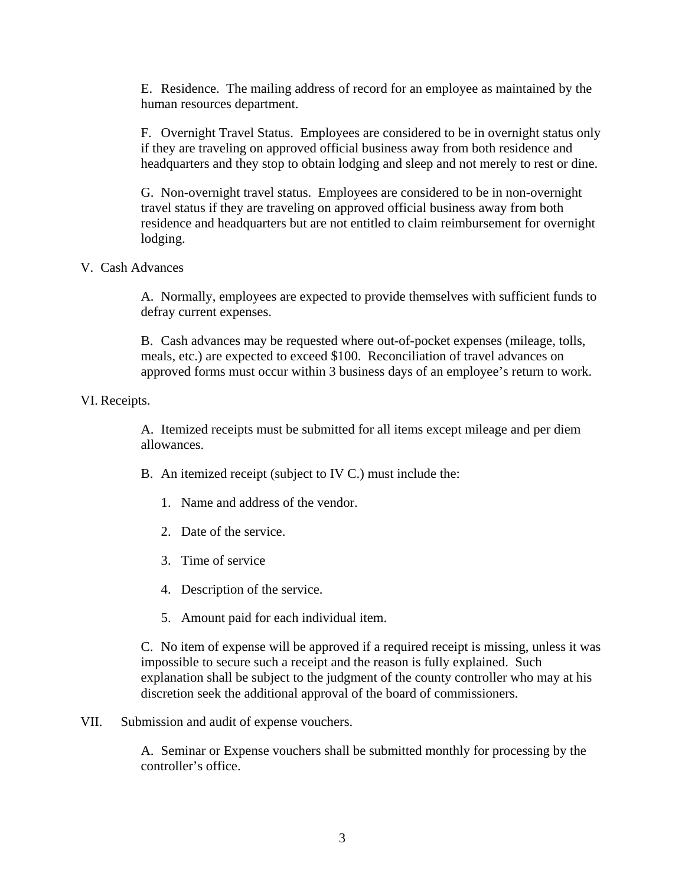E. Residence. The mailing address of record for an employee as maintained by the human resources department.

F. Overnight Travel Status. Employees are considered to be in overnight status only if they are traveling on approved official business away from both residence and headquarters and they stop to obtain lodging and sleep and not merely to rest or dine.

G. Non-overnight travel status. Employees are considered to be in non-overnight travel status if they are traveling on approved official business away from both residence and headquarters but are not entitled to claim reimbursement for overnight lodging.

V. Cash Advances

A. Normally, employees are expected to provide themselves with sufficient funds to defray current expenses.

B. Cash advances may be requested where out-of-pocket expenses (mileage, tolls, meals, etc.) are expected to exceed $100. Reconciliation of travel advances on approved forms must occur within 3 business days of an employee's return to work.

VI. Receipts.

A. Itemized receipts must be submitted for all items except mileage and per diem allowances.

B. An itemized receipt (subject to IV C.) must include the:

1. Name and address of the vendor.
2. Date of the service.
3. Time of service
4. Description of the service.
5. Amount paid for each individual item.

C. No item of expense will be approved if a required receipt is missing, unless it was impossible to secure such a receipt and the reason is fully explained. Such explanation shall be subject to the judgment of the county controller who may at his discretion seek the additional approval of the board of commissioners.

VII. Submission and audit of expense vouchers.

A. Seminar or Expense vouchers shall be submitted monthly for processing by the controller's office.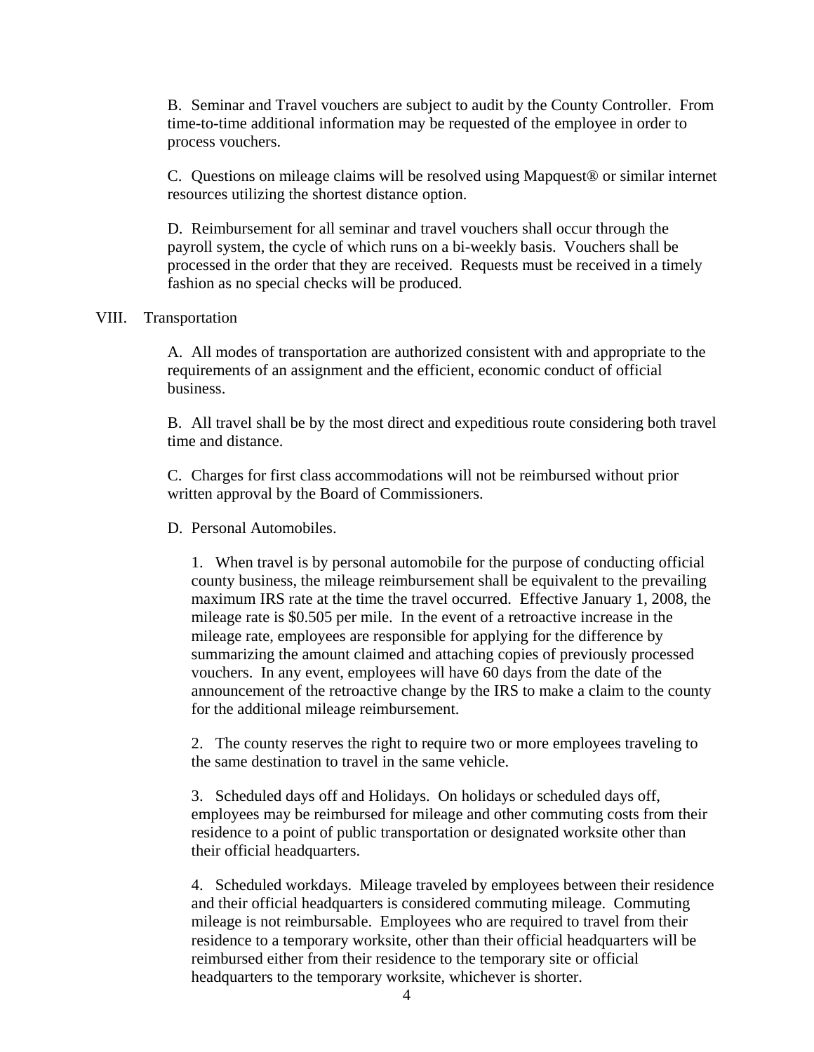B. Seminar and Travel vouchers are subject to audit by the County Controller. From time-to-time additional information may be requested of the employee in order to process vouchers.

C. Questions on mileage claims will be resolved using Mapquest® or similar internet resources utilizing the shortest distance option.

D. Reimbursement for all seminar and travel vouchers shall occur through the payroll system, the cycle of which runs on a bi-weekly basis. Vouchers shall be processed in the order that they are received. Requests must be received in a timely fashion as no special checks will be produced.

VIII. Transportation

A. All modes of transportation are authorized consistent with and appropriate to the requirements of an assignment and the efficient, economic conduct of official business.

B. All travel shall be by the most direct and expeditious route considering both travel time and distance.

C. Charges for first class accommodations will not be reimbursed without prior written approval by the Board of Commissioners.

D. Personal Automobiles.

1. When travel is by personal automobile for the purpose of conducting official county business, the mileage reimbursement shall be equivalent to the prevailing maximum IRS rate at the time the travel occurred. Effective January 1, 2008, the mileage rate is $0.505 per mile. In the event of a retroactive increase in the mileage rate, employees are responsible for applying for the difference by summarizing the amount claimed and attaching copies of previously processed vouchers. In any event, employees will have 60 days from the date of the announcement of the retroactive change by the IRS to make a claim to the county for the additional mileage reimbursement.

2. The county reserves the right to require two or more employees traveling to the same destination to travel in the same vehicle.

3. Scheduled days off and Holidays. On holidays or scheduled days off, employees may be reimbursed for mileage and other commuting costs from their residence to a point of public transportation or designated worksite other than their official headquarters.

4. Scheduled workdays. Mileage traveled by employees between their residence and their official headquarters is considered commuting mileage. Commuting mileage is not reimbursable. Employees who are required to travel from their residence to a temporary worksite, other than their official headquarters will be reimbursed either from their residence to the temporary site or official headquarters to the temporary worksite, whichever is shorter.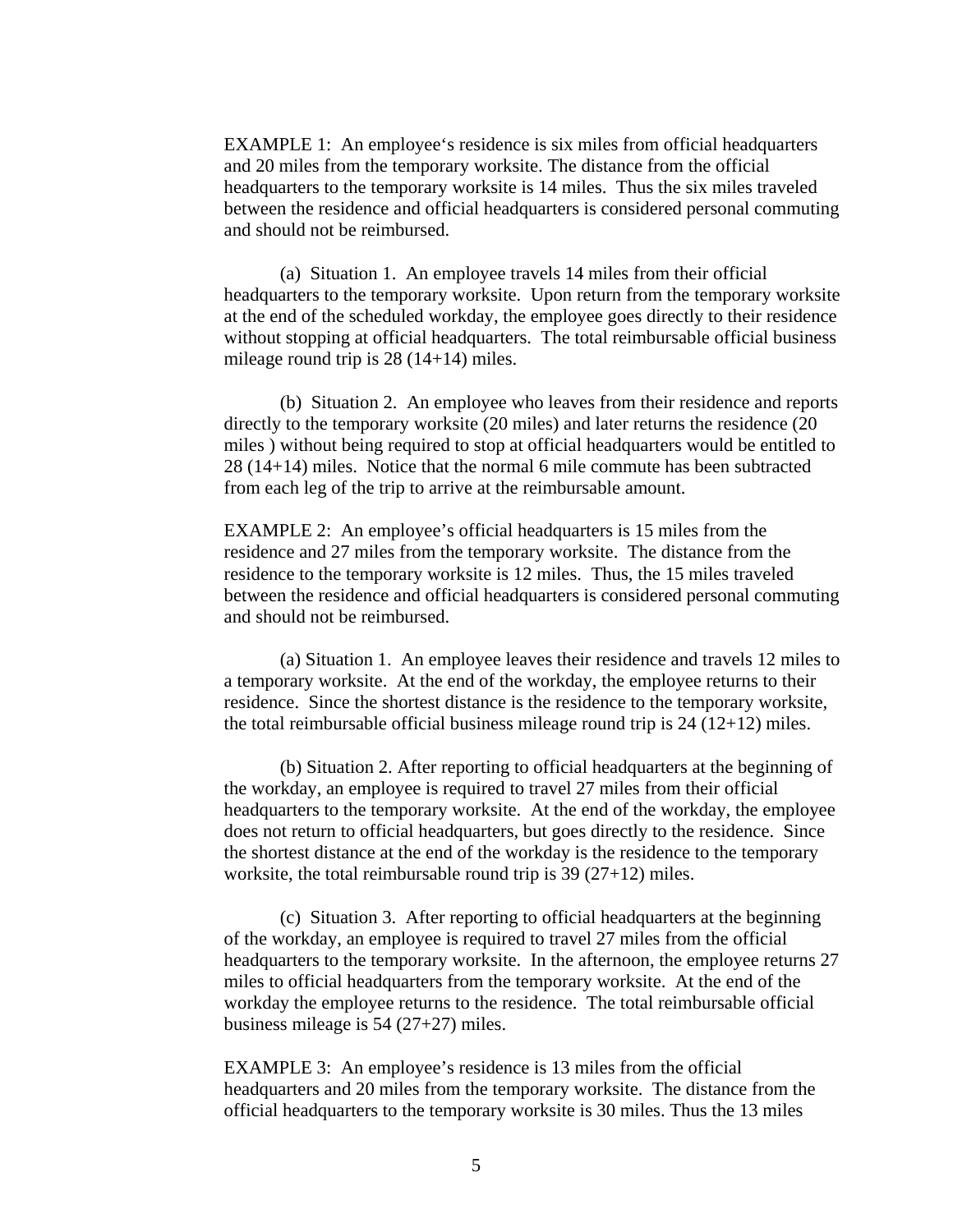EXAMPLE 1: An employee's residence is six miles from official headquarters and 20 miles from the temporary worksite. The distance from the official headquarters to the temporary worksite is 14 miles. Thus the six miles traveled between the residence and official headquarters is considered personal commuting and should not be reimbursed.

(a) Situation 1. An employee travels 14 miles from their official headquarters to the temporary worksite. Upon return from the temporary worksite at the end of the scheduled workday, the employee goes directly to their residence without stopping at official headquarters. The total reimbursable official business mileage round trip is 28 (14+14) miles.

(b) Situation 2. An employee who leaves from their residence and reports directly to the temporary worksite (20 miles) and later returns the residence (20 miles ) without being required to stop at official headquarters would be entitled to 28 (14+14) miles. Notice that the normal 6 mile commute has been subtracted from each leg of the trip to arrive at the reimbursable amount.

EXAMPLE 2: An employee's official headquarters is 15 miles from the residence and 27 miles from the temporary worksite. The distance from the residence to the temporary worksite is 12 miles. Thus, the 15 miles traveled between the residence and official headquarters is considered personal commuting and should not be reimbursed.

(a) Situation 1. An employee leaves their residence and travels 12 miles to a temporary worksite. At the end of the workday, the employee returns to their residence. Since the shortest distance is the residence to the temporary worksite, the total reimbursable official business mileage round trip is 24 (12+12) miles.

(b) Situation 2. After reporting to official headquarters at the beginning of the workday, an employee is required to travel 27 miles from their official headquarters to the temporary worksite. At the end of the workday, the employee does not return to official headquarters, but goes directly to the residence. Since the shortest distance at the end of the workday is the residence to the temporary worksite, the total reimbursable round trip is 39 (27+12) miles.

(c) Situation 3. After reporting to official headquarters at the beginning of the workday, an employee is required to travel 27 miles from the official headquarters to the temporary worksite. In the afternoon, the employee returns 27 miles to official headquarters from the temporary worksite. At the end of the workday the employee returns to the residence. The total reimbursable official business mileage is 54 (27+27) miles.

EXAMPLE 3: An employee's residence is 13 miles from the official headquarters and 20 miles from the temporary worksite. The distance from the official headquarters to the temporary worksite is 30 miles. Thus the 13 miles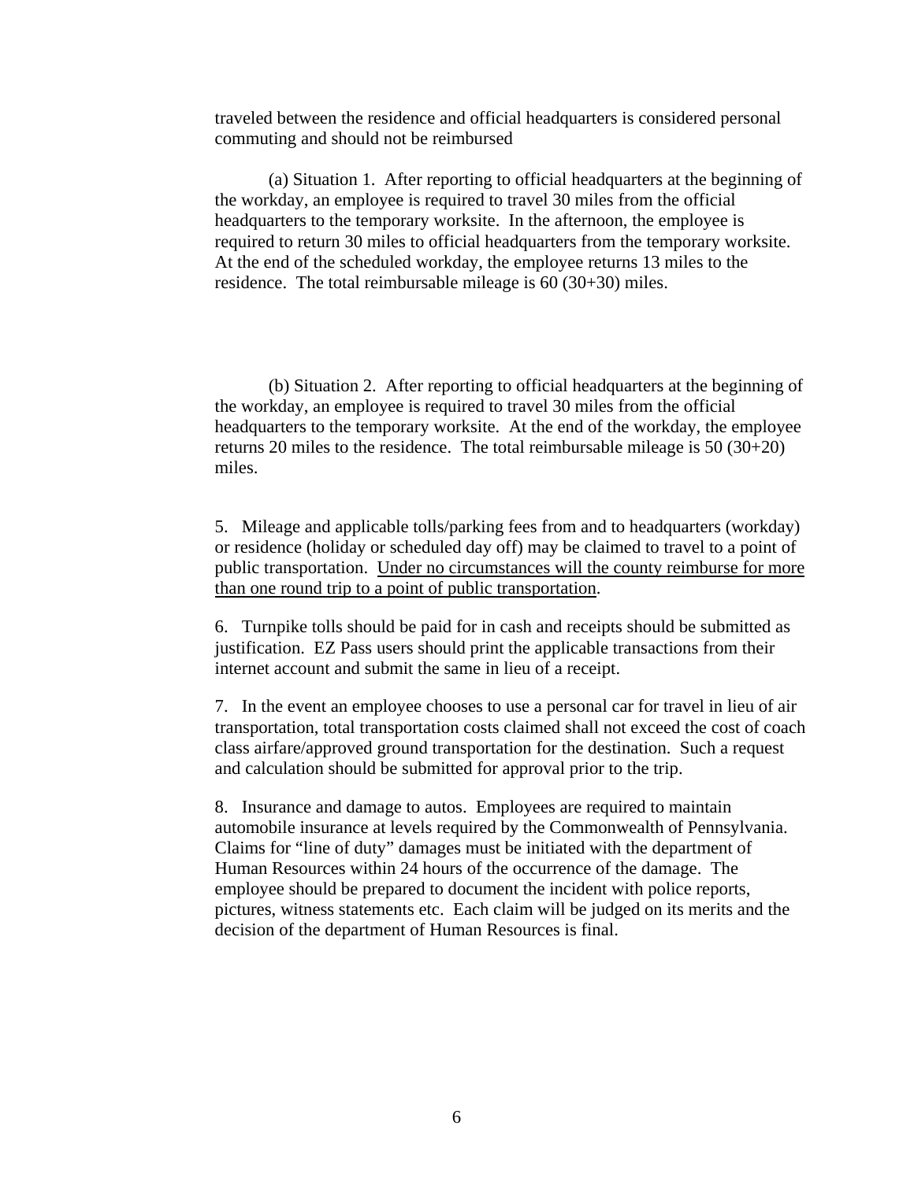traveled between the residence and official headquarters is considered personal commuting and should not be reimbursed

(a) Situation 1. After reporting to official headquarters at the beginning of the workday, an employee is required to travel 30 miles from the official headquarters to the temporary worksite. In the afternoon, the employee is required to return 30 miles to official headquarters from the temporary worksite. At the end of the scheduled workday, the employee returns 13 miles to the residence. The total reimbursable mileage is 60 (30+30) miles.

(b) Situation 2. After reporting to official headquarters at the beginning of the workday, an employee is required to travel 30 miles from the official headquarters to the temporary worksite. At the end of the workday, the employee returns 20 miles to the residence. The total reimbursable mileage is 50 (30+20) miles.

5. Mileage and applicable tolls/parking fees from and to headquarters (workday) or residence (holiday or scheduled day off) may be claimed to travel to a point of public transportation. <u>Under no circumstances will the county reimburse for more than one round trip to a point of public transportation</u>.

6. Turnpike tolls should be paid for in cash and receipts should be submitted as justification. EZ Pass users should print the applicable transactions from their internet account and submit the same in lieu of a receipt.

7. In the event an employee chooses to use a personal car for travel in lieu of air transportation, total transportation costs claimed shall not exceed the cost of coach class airfare/approved ground transportation for the destination. Such a request and calculation should be submitted for approval prior to the trip.

8. Insurance and damage to autos. Employees are required to maintain automobile insurance at levels required by the Commonwealth of Pennsylvania. Claims for "line of duty" damages must be initiated with the department of Human Resources within 24 hours of the occurrence of the damage. The employee should be prepared to document the incident with police reports, pictures, witness statements etc. Each claim will be judged on its merits and the decision of the department of Human Resources is final.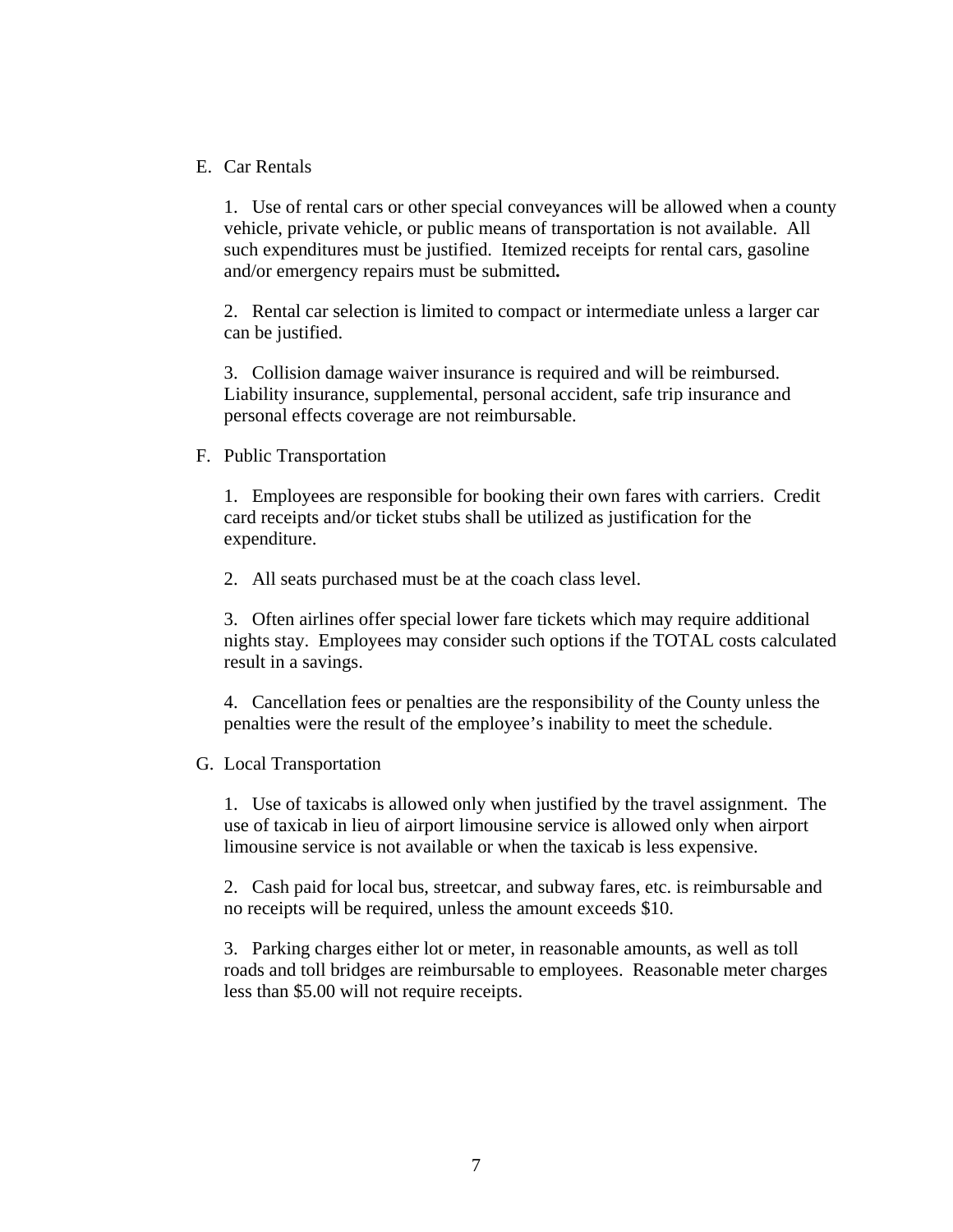E. Car Rentals

1. Use of rental cars or other special conveyances will be allowed when a county vehicle, private vehicle, or public means of transportation is not available. All such expenditures must be justified. Itemized receipts for rental cars, gasoline and/or emergency repairs must be submitted**.**

2. Rental car selection is limited to compact or intermediate unless a larger car can be justified.

3. Collision damage waiver insurance is required and will be reimbursed. Liability insurance, supplemental, personal accident, safe trip insurance and personal effects coverage are not reimbursable.

F. Public Transportation

1. Employees are responsible for booking their own fares with carriers. Credit card receipts and/or ticket stubs shall be utilized as justification for the expenditure.

2. All seats purchased must be at the coach class level.

3. Often airlines offer special lower fare tickets which may require additional nights stay. Employees may consider such options if the TOTAL costs calculated result in a savings.

4. Cancellation fees or penalties are the responsibility of the County unless the penalties were the result of the employee's inability to meet the schedule.

G. Local Transportation

1. Use of taxicabs is allowed only when justified by the travel assignment. The use of taxicab in lieu of airport limousine service is allowed only when airport limousine service is not available or when the taxicab is less expensive.

2. Cash paid for local bus, streetcar, and subway fares, etc. is reimbursable and no receipts will be required, unless the amount exceeds $10.

3. Parking charges either lot or meter, in reasonable amounts, as well as toll roads and toll bridges are reimbursable to employees. Reasonable meter charges less than $5.00 will not require receipts.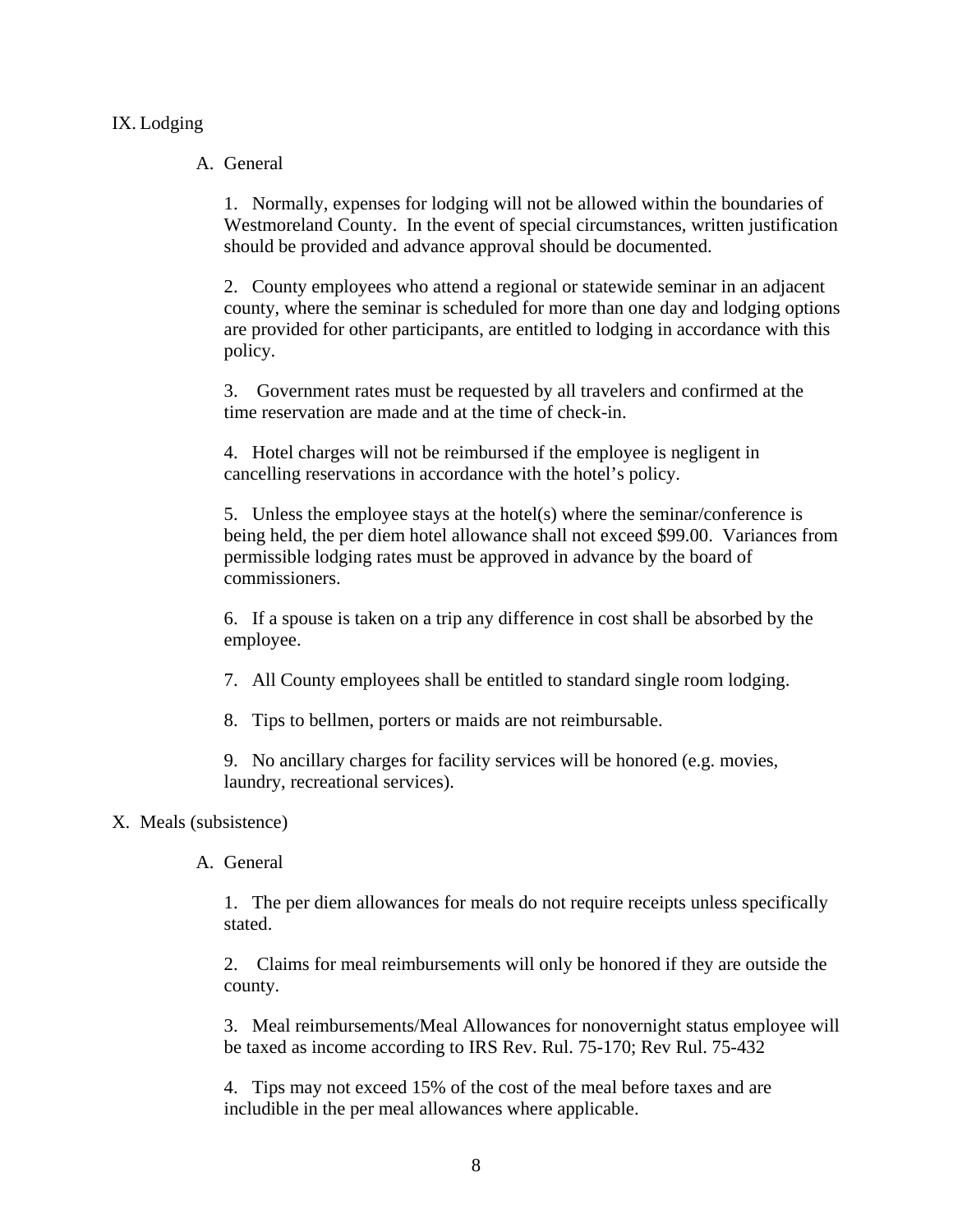## IX. Lodging

### A. General

1. Normally, expenses for lodging will not be allowed within the boundaries of Westmoreland County. In the event of special circumstances, written justification should be provided and advance approval should be documented.

2. County employees who attend a regional or statewide seminar in an adjacent county, where the seminar is scheduled for more than one day and lodging options are provided for other participants, are entitled to lodging in accordance with this policy.

3. Government rates must be requested by all travelers and confirmed at the time reservation are made and at the time of check-in.

4. Hotel charges will not be reimbursed if the employee is negligent in cancelling reservations in accordance with the hotel's policy.

5. Unless the employee stays at the hotel(s) where the seminar/conference is being held, the per diem hotel allowance shall not exceed $99.00. Variances from permissible lodging rates must be approved in advance by the board of commissioners.

6. If a spouse is taken on a trip any difference in cost shall be absorbed by the employee.

7. All County employees shall be entitled to standard single room lodging.

8. Tips to bellmen, porters or maids are not reimbursable.

9. No ancillary charges for facility services will be honored (e.g. movies, laundry, recreational services).

## X. Meals (subsistence)

### A. General

1. The per diem allowances for meals do not require receipts unless specifically stated.

2. Claims for meal reimbursements will only be honored if they are outside the county.

3. Meal reimbursements/Meal Allowances for nonovernight status employee will be taxed as income according to IRS Rev. Rul. 75-170; Rev Rul. 75-432

4. Tips may not exceed 15% of the cost of the meal before taxes and are includible in the per meal allowances where applicable.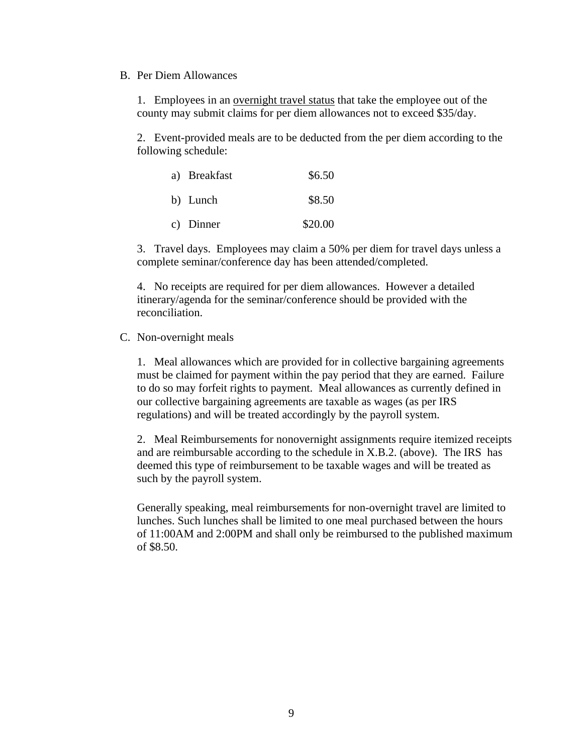B. Per Diem Allowances

1. Employees in an overnight travel status that take the employee out of the county may submit claims for per diem allowances not to exceed $35/day.

2. Event-provided meals are to be deducted from the per diem according to the following schedule:

| | |
|---|---|
| a) Breakfast | $6.50 |
| b) Lunch | $8.50 |
| c) Dinner | $20.00 |

3. Travel days. Employees may claim a 50% per diem for travel days unless a complete seminar/conference day has been attended/completed.

4. No receipts are required for per diem allowances. However a detailed itinerary/agenda for the seminar/conference should be provided with the reconciliation.

C. Non-overnight meals

1. Meal allowances which are provided for in collective bargaining agreements must be claimed for payment within the pay period that they are earned. Failure to do so may forfeit rights to payment. Meal allowances as currently defined in our collective bargaining agreements are taxable as wages (as per IRS regulations) and will be treated accordingly by the payroll system.

2. Meal Reimbursements for nonovernight assignments require itemized receipts and are reimbursable according to the schedule in X.B.2. (above). The IRS has deemed this type of reimbursement to be taxable wages and will be treated as such by the payroll system.

Generally speaking, meal reimbursements for non-overnight travel are limited to lunches. Such lunches shall be limited to one meal purchased between the hours of 11:00AM and 2:00PM and shall only be reimbursed to the published maximum of $8.50.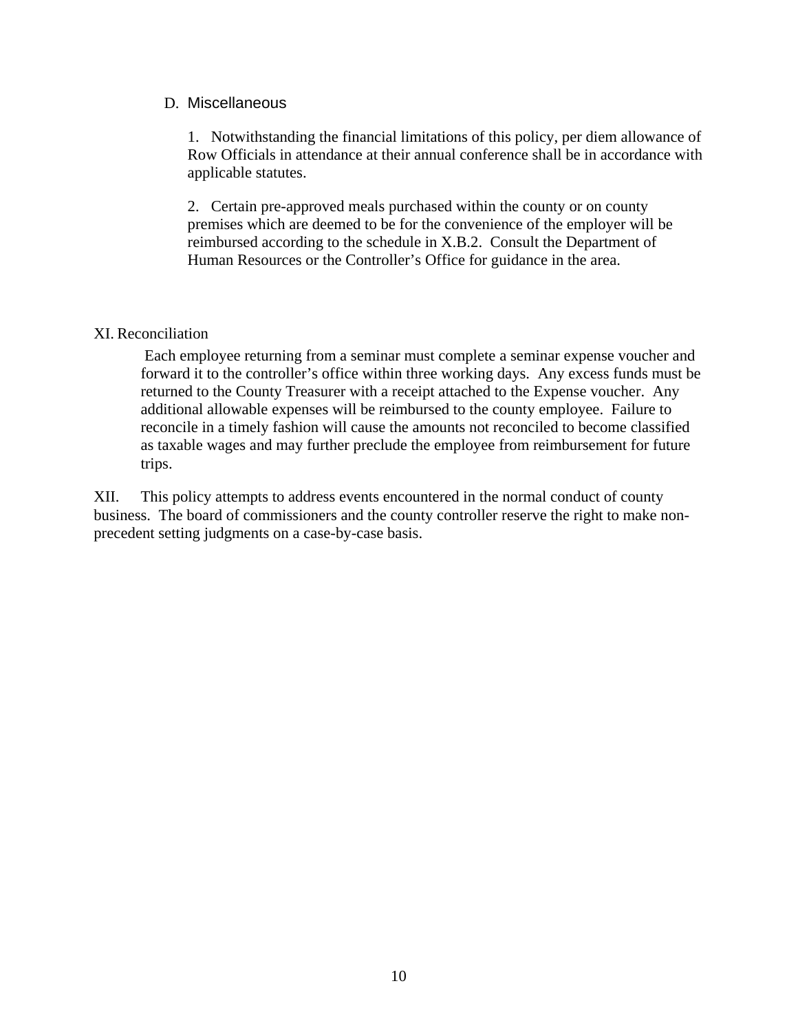### D. Miscellaneous

1. Notwithstanding the financial limitations of this policy, per diem allowance of Row Officials in attendance at their annual conference shall be in accordance with applicable statutes.

2. Certain pre-approved meals purchased within the county or on county premises which are deemed to be for the convenience of the employer will be reimbursed according to the schedule in X.B.2. Consult the Department of Human Resources or the Controller's Office for guidance in the area.

## XI. Reconciliation

Each employee returning from a seminar must complete a seminar expense voucher and forward it to the controller's office within three working days. Any excess funds must be returned to the County Treasurer with a receipt attached to the Expense voucher. Any additional allowable expenses will be reimbursed to the county employee. Failure to reconcile in a timely fashion will cause the amounts not reconciled to become classified as taxable wages and may further preclude the employee from reimbursement for future trips.

XII. This policy attempts to address events encountered in the normal conduct of county business. The board of commissioners and the county controller reserve the right to make non-precedent setting judgments on a case-by-case basis.